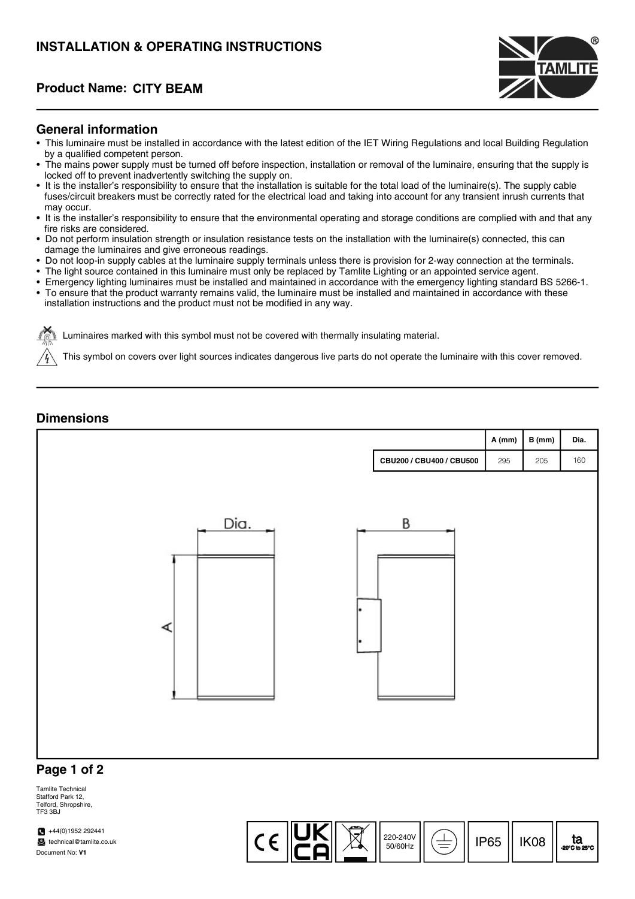# INSTALLATION & OPERATING INSTRUCTIONS

## Product Name: CITY BEAM

## General information

- This luminaire must be installed in accordance with the latest edition of the IET Wiring Regulations and local Building Regulation by a qualified competent person.
- The mains power supply must be turned off before inspection, installation or removal of the luminaire, ensuring that the supply is locked off to prevent inadvertently switching the supply on.
- It is the installer's responsibility to ensure that the installation is suitable for the total load of the luminaire(s). The supply cable fuses/circuit breakers must be correctly rated for the electrical load and taking into account for any transient inrush currents that may occur.
- It is the installer's responsibility to ensure that the environmental operating and storage conditions are complied with and that any fire risks are considered.
- Do not perform insulation strength or insulation resistance tests on the installation with the luminaire(s) connected, this can damage the luminaires and give erroneous readings.
- Do not loop-in supply cables at the luminaire supply terminals unless there is provision for 2-way connection at the terminals.
- The light source contained in this luminaire must only be replaced by Tamlite Lighting or an appointed service agent.
- Emergency lighting luminaires must be installed and maintained in accordance with the emergency lighting standard BS 5266-1.
- To ensure that the product warranty remains valid, the luminaire must be installed and maintained in accordance with these installation instructions and the product must not be modified in any way.

Luminaires marked with this symbol must not be covered with thermally insulating material.

This symbol on covers over light sources indicates dangerous live parts do not operate the luminaire with this cover removed.

## Dimensions

| | A (mm) | B (mm) | Dia. |
|---|---|---|---|
| CBU200 / CBU400 / CBU500 | 295 | 205 | 160 |

Dia. B A

Tamlite Technical
Stafford Park 12,
Telford, Shropshire,
TF3 3BJ

+44(0)1952 292441
technical@tamlite.co.uk
Document No: **V1**

CE | UKCA | 220-240V 50/60Hz | IP65 | IK08 | ta -20°C to 25°C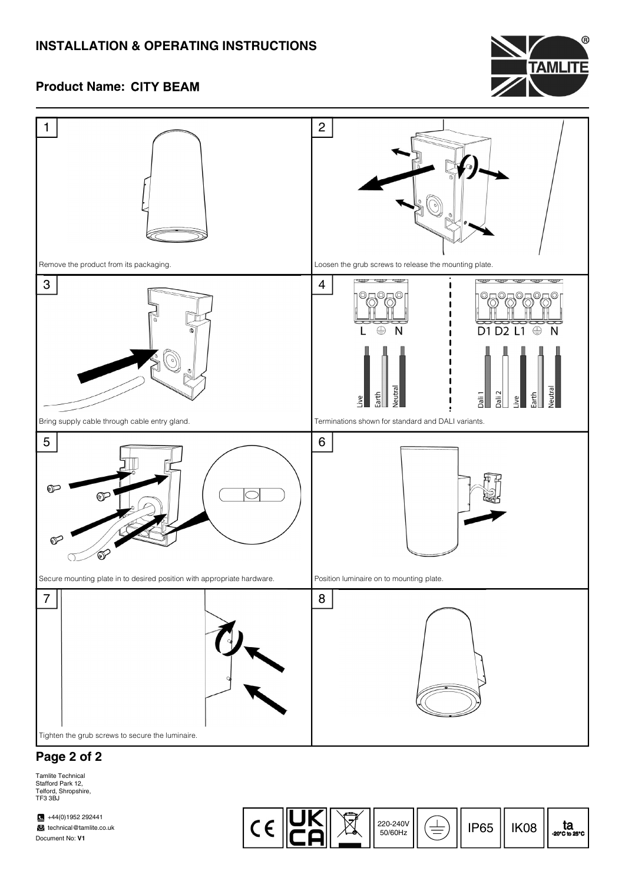# INSTALLATION & OPERATING INSTRUCTIONS

## Product Name: CITY BEAM

1

Remove the product from its packaging.

2

Loosen the grub screws to release the mounting plate.

3

Bring supply cable through cable entry gland.

4

L ⏚ N

Live Earth Neutral

D1 D2 L1 ⏚ N

Dali 1 Dali 2 Live Earth Neutral

Terminations shown for standard and DALI variants.

5

Secure mounting plate in to desired position with appropriate hardware.

6

Position luminaire on to mounting plate.

7

Tighten the grub screws to secure the luminaire.

8

Tamlite Technical
Stafford Park 12,
Telford, Shropshire,
TF3 3BJ

+44(0)1952 292441
technical@tamlite.co.uk
Document No: V1

220-240V 50/60Hz | IP65 | IK08 | ta -20°C to 25°C